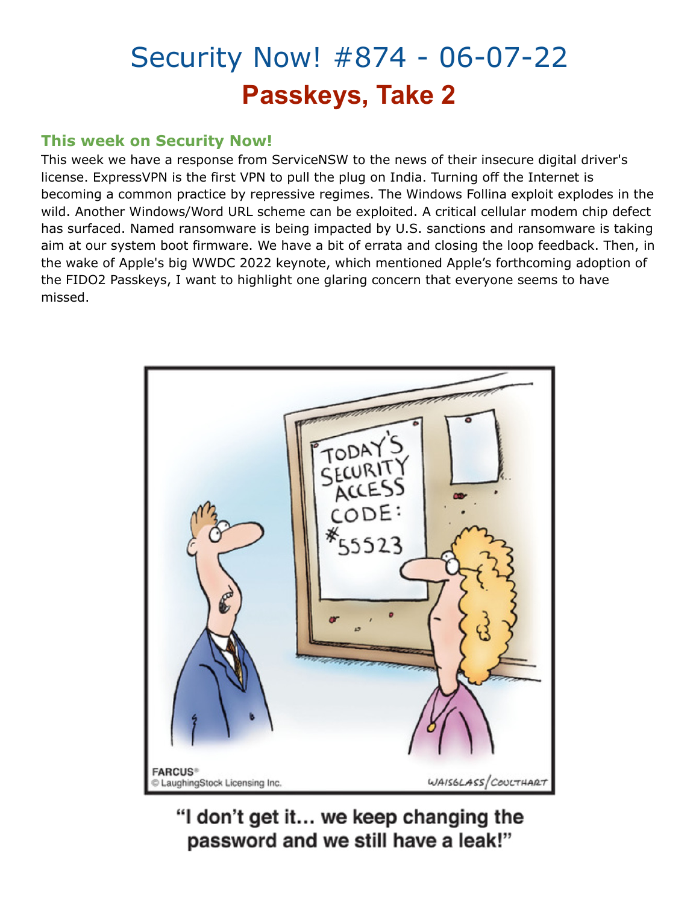# Security Now! #874 - 06-07-22

## Passkeys, Take 2

### This week on Security Now!

This week we have a response from ServiceNSW to the news of their insecure digital driver's license. ExpressVPN is the first VPN to pull the plug on India. Turning off the Internet is becoming a common practice by repressive regimes. The Windows Follina exploit explodes in the wild. Another Windows/Word URL scheme can be exploited. A critical cellular modem chip defect has surfaced. Named ransomware is being impacted by U.S. sanctions and ransomware is taking aim at our system boot firmware. We have a bit of errata and closing the loop feedback. Then, in the wake of Apple's big WWDC 2022 keynote, which mentioned Apple's forthcoming adoption of the FIDO2 Passkeys, I want to highlight one glaring concern that everyone seems to have missed.

"I don't get it... we keep changing the password and we still have a leak!"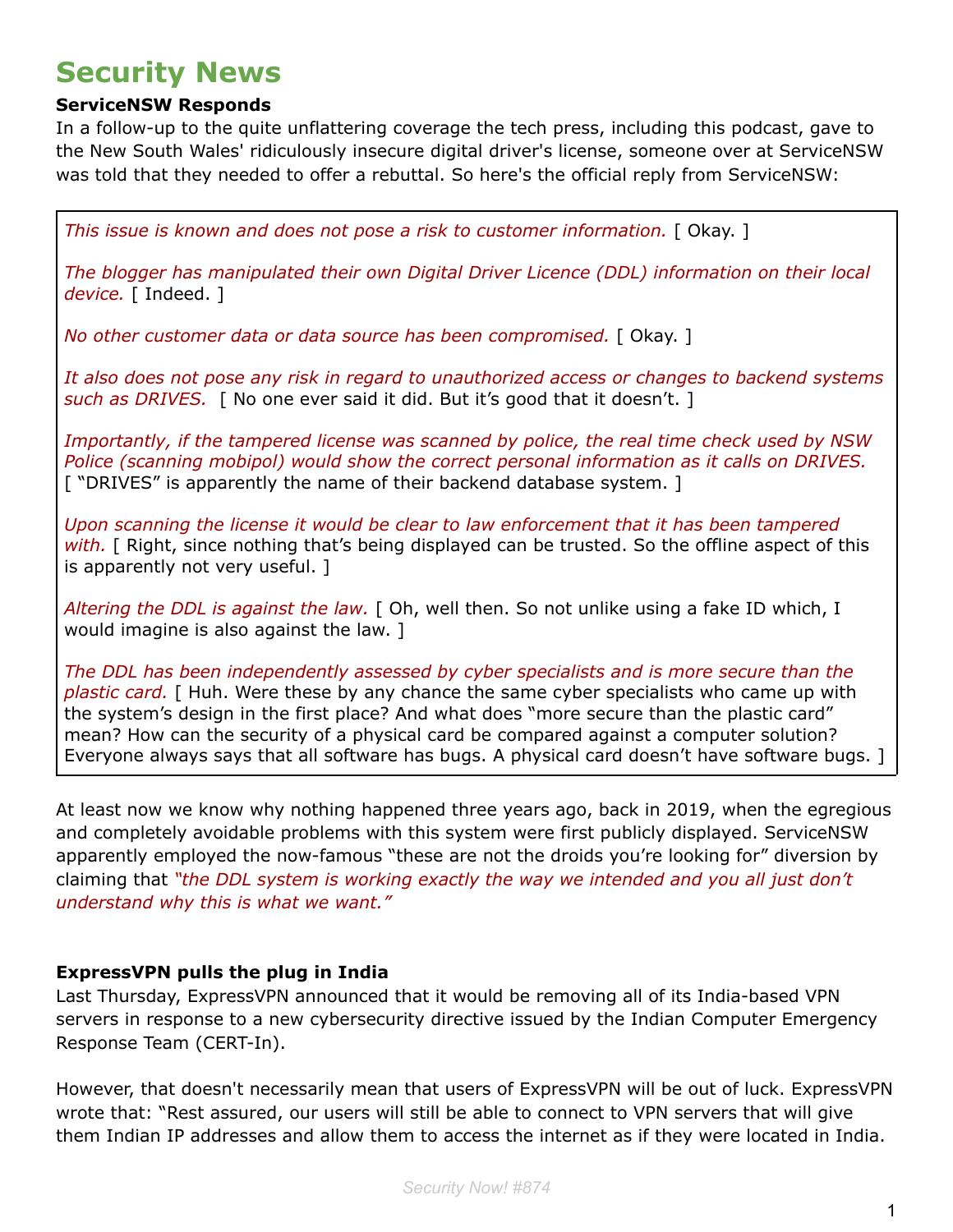# Security News

**ServiceNSW Responds**

In a follow-up to the quite unflattering coverage the tech press, including this podcast, gave to the New South Wales' ridiculously insecure digital driver's license, someone over at ServiceNSW was told that they needed to offer a rebuttal. So here's the official reply from ServiceNSW:

> *This issue is known and does not pose a risk to customer information.* [ Okay. ]
>
> *The blogger has manipulated their own Digital Driver Licence (DDL) information on their local device.* [ Indeed. ]
>
> *No other customer data or data source has been compromised.* [ Okay. ]
>
> *It also does not pose any risk in regard to unauthorized access or changes to backend systems such as DRIVES.* [ No one ever said it did. But it's good that it doesn't. ]
>
> *Importantly, if the tampered license was scanned by police, the real time check used by NSW Police (scanning mobipol) would show the correct personal information as it calls on DRIVES.* [ "DRIVES" is apparently the name of their backend database system. ]
>
> *Upon scanning the license it would be clear to law enforcement that it has been tampered with.* [ Right, since nothing that's being displayed can be trusted. So the offline aspect of this is apparently not very useful. ]
>
> *Altering the DDL is against the law.* [ Oh, well then. So not unlike using a fake ID which, I would imagine is also against the law. ]
>
> *The DDL has been independently assessed by cyber specialists and is more secure than the plastic card.* [ Huh. Were these by any chance the same cyber specialists who came up with the system's design in the first place? And what does "more secure than the plastic card" mean? How can the security of a physical card be compared against a computer solution? Everyone always says that all software has bugs. A physical card doesn't have software bugs. ]

At least now we know why nothing happened three years ago, back in 2019, when the egregious and completely avoidable problems with this system were first publicly displayed. ServiceNSW apparently employed the now-famous "these are not the droids you're looking for" diversion by claiming that *"the DDL system is working exactly the way we intended and you all just don't understand why this is what we want."*

**ExpressVPN pulls the plug in India**

Last Thursday, ExpressVPN announced that it would be removing all of its India-based VPN servers in response to a new cybersecurity directive issued by the Indian Computer Emergency Response Team (CERT-In).

However, that doesn't necessarily mean that users of ExpressVPN will be out of luck. ExpressVPN wrote that: "Rest assured, our users will still be able to connect to VPN servers that will give them Indian IP addresses and allow them to access the internet as if they were located in India.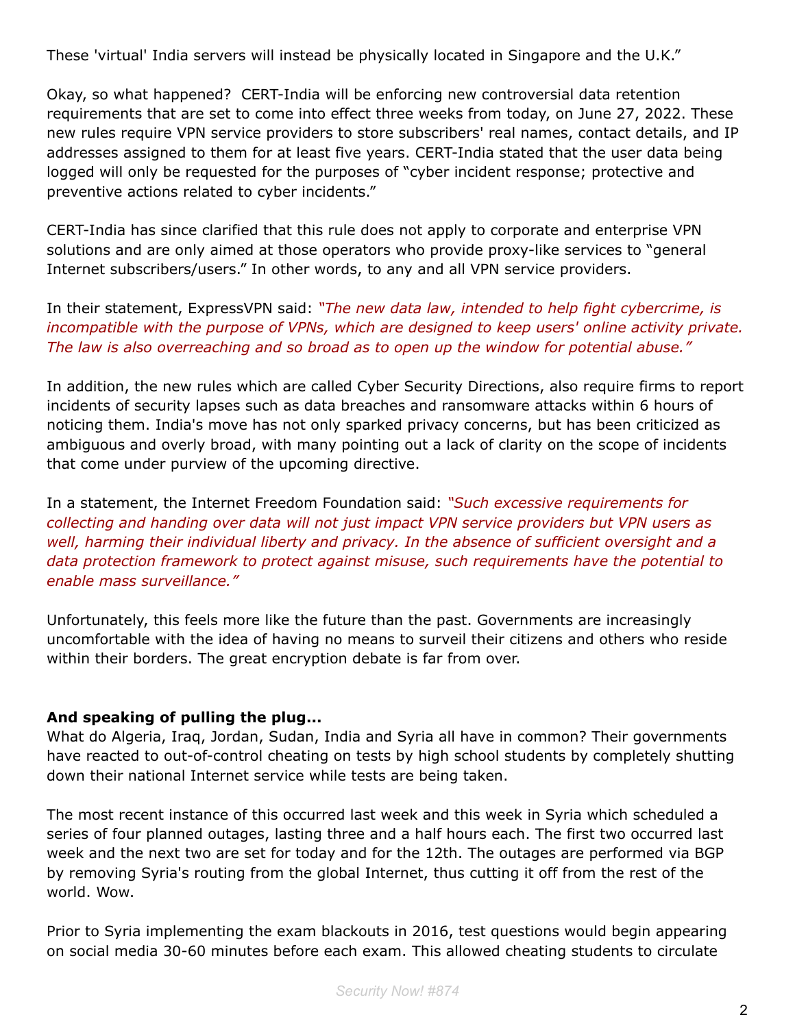These 'virtual' India servers will instead be physically located in Singapore and the U.K."

Okay, so what happened? CERT-India will be enforcing new controversial data retention requirements that are set to come into effect three weeks from today, on June 27, 2022. These new rules require VPN service providers to store subscribers' real names, contact details, and IP addresses assigned to them for at least five years. CERT-India stated that the user data being logged will only be requested for the purposes of "cyber incident response; protective and preventive actions related to cyber incidents."

CERT-India has since clarified that this rule does not apply to corporate and enterprise VPN solutions and are only aimed at those operators who provide proxy-like services to "general Internet subscribers/users." In other words, to any and all VPN service providers.

In their statement, ExpressVPN said: *"The new data law, intended to help fight cybercrime, is incompatible with the purpose of VPNs, which are designed to keep users' online activity private. The law is also overreaching and so broad as to open up the window for potential abuse."*

In addition, the new rules which are called Cyber Security Directions, also require firms to report incidents of security lapses such as data breaches and ransomware attacks within 6 hours of noticing them. India's move has not only sparked privacy concerns, but has been criticized as ambiguous and overly broad, with many pointing out a lack of clarity on the scope of incidents that come under purview of the upcoming directive.

In a statement, the Internet Freedom Foundation said: *"Such excessive requirements for collecting and handing over data will not just impact VPN service providers but VPN users as well, harming their individual liberty and privacy. In the absence of sufficient oversight and a data protection framework to protect against misuse, such requirements have the potential to enable mass surveillance."*

Unfortunately, this feels more like the future than the past. Governments are increasingly uncomfortable with the idea of having no means to surveil their citizens and others who reside within their borders. The great encryption debate is far from over.

**And speaking of pulling the plug...**

What do Algeria, Iraq, Jordan, Sudan, India and Syria all have in common? Their governments have reacted to out-of-control cheating on tests by high school students by completely shutting down their national Internet service while tests are being taken.

The most recent instance of this occurred last week and this week in Syria which scheduled a series of four planned outages, lasting three and a half hours each. The first two occurred last week and the next two are set for today and for the 12th. The outages are performed via BGP by removing Syria's routing from the global Internet, thus cutting it off from the rest of the world. Wow.

Prior to Syria implementing the exam blackouts in 2016, test questions would begin appearing on social media 30-60 minutes before each exam. This allowed cheating students to circulate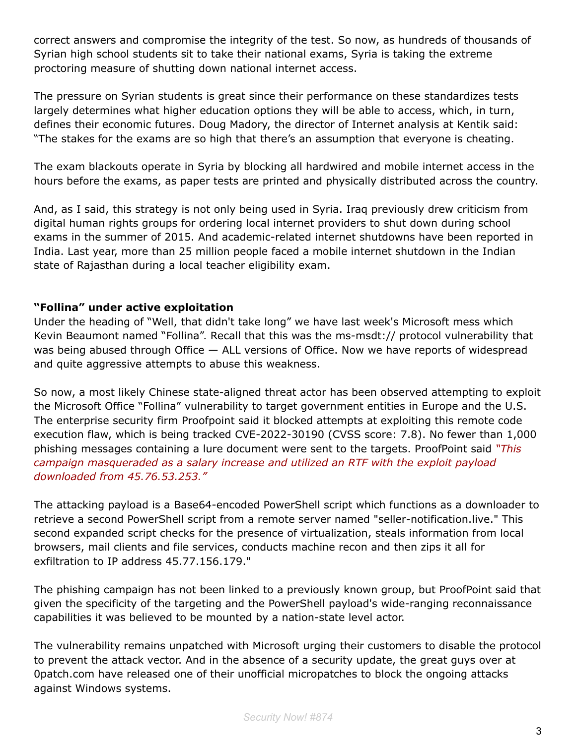correct answers and compromise the integrity of the test. So now, as hundreds of thousands of Syrian high school students sit to take their national exams, Syria is taking the extreme proctoring measure of shutting down national internet access.

The pressure on Syrian students is great since their performance on these standardizes tests largely determines what higher education options they will be able to access, which, in turn, defines their economic futures. Doug Madory, the director of Internet analysis at Kentik said: "The stakes for the exams are so high that there's an assumption that everyone is cheating.

The exam blackouts operate in Syria by blocking all hardwired and mobile internet access in the hours before the exams, as paper tests are printed and physically distributed across the country.

And, as I said, this strategy is not only being used in Syria. Iraq previously drew criticism from digital human rights groups for ordering local internet providers to shut down during school exams in the summer of 2015. And academic-related internet shutdowns have been reported in India. Last year, more than 25 million people faced a mobile internet shutdown in the Indian state of Rajasthan during a local teacher eligibility exam.

**"Follina" under active exploitation**

Under the heading of "Well, that didn't take long" we have last week's Microsoft mess which Kevin Beaumont named "Follina". Recall that this was the ms-msdt:// protocol vulnerability that was being abused through Office — ALL versions of Office. Now we have reports of widespread and quite aggressive attempts to abuse this weakness.

So now, a most likely Chinese state-aligned threat actor has been observed attempting to exploit the Microsoft Office "Follina" vulnerability to target government entities in Europe and the U.S. The enterprise security firm Proofpoint said it blocked attempts at exploiting this remote code execution flaw, which is being tracked CVE-2022-30190 (CVSS score: 7.8). No fewer than 1,000 phishing messages containing a lure document were sent to the targets. ProofPoint said *"This campaign masqueraded as a salary increase and utilized an RTF with the exploit payload downloaded from 45.76.53.253."*

The attacking payload is a Base64-encoded PowerShell script which functions as a downloader to retrieve a second PowerShell script from a remote server named "seller-notification.live." This second expanded script checks for the presence of virtualization, steals information from local browsers, mail clients and file services, conducts machine recon and then zips it all for exfiltration to IP address 45.77.156.179."

The phishing campaign has not been linked to a previously known group, but ProofPoint said that given the specificity of the targeting and the PowerShell payload's wide-ranging reconnaissance capabilities it was believed to be mounted by a nation-state level actor.

The vulnerability remains unpatched with Microsoft urging their customers to disable the protocol to prevent the attack vector. And in the absence of a security update, the great guys over at 0patch.com have released one of their unofficial micropatches to block the ongoing attacks against Windows systems.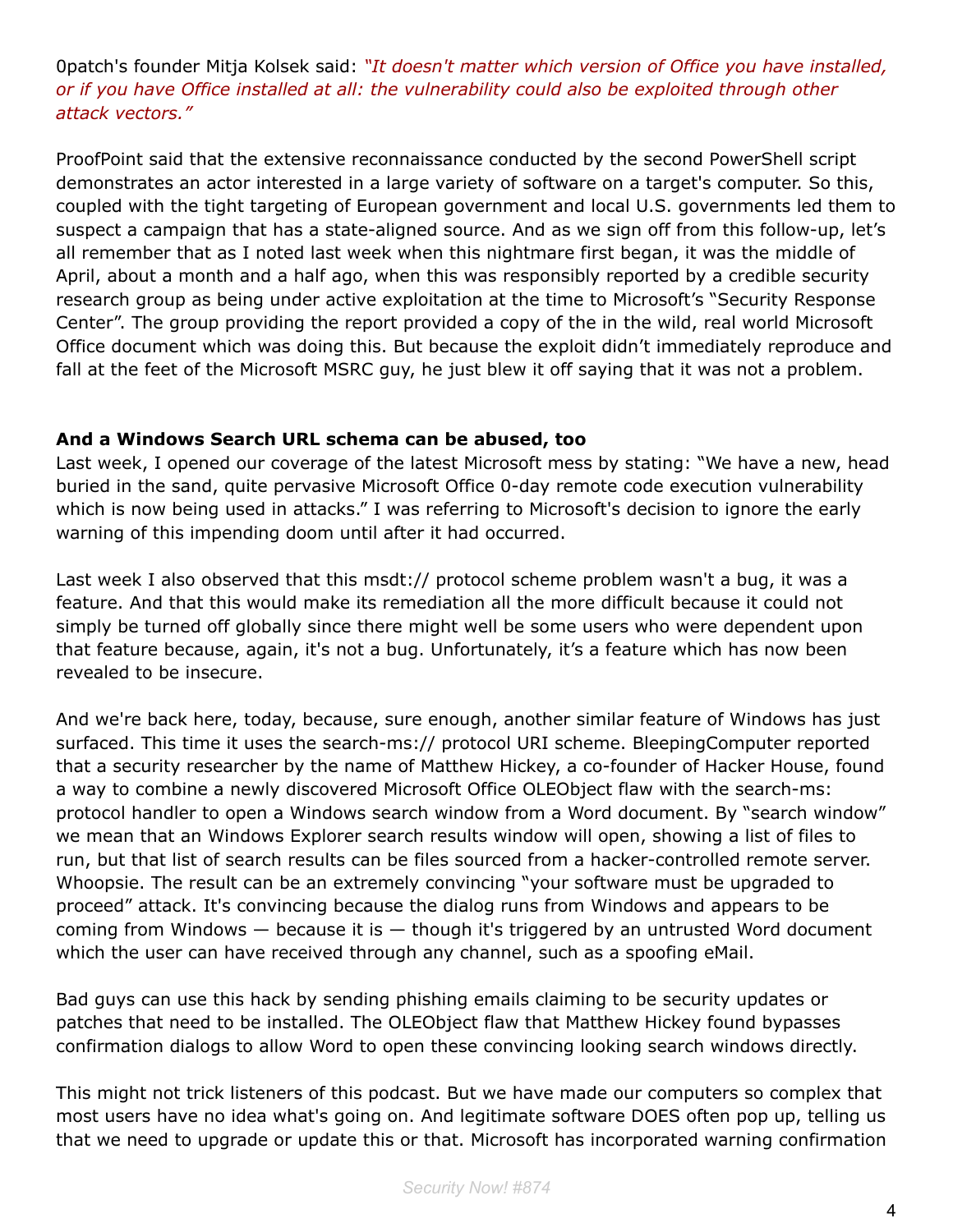0patch's founder Mitja Kolsek said: *“It doesn't matter which version of Office you have installed, or if you have Office installed at all: the vulnerability could also be exploited through other attack vectors.”*

ProofPoint said that the extensive reconnaissance conducted by the second PowerShell script demonstrates an actor interested in a large variety of software on a target's computer. So this, coupled with the tight targeting of European government and local U.S. governments led them to suspect a campaign that has a state-aligned source. And as we sign off from this follow-up, let’s all remember that as I noted last week when this nightmare first began, it was the middle of April, about a month and a half ago, when this was responsibly reported by a credible security research group as being under active exploitation at the time to Microsoft’s “Security Response Center”. The group providing the report provided a copy of the in the wild, real world Microsoft Office document which was doing this. But because the exploit didn’t immediately reproduce and fall at the feet of the Microsoft MSRC guy, he just blew it off saying that it was not a problem.

**And a Windows Search URL schema can be abused, too**

Last week, I opened our coverage of the latest Microsoft mess by stating: “We have a new, head buried in the sand, quite pervasive Microsoft Office 0-day remote code execution vulnerability which is now being used in attacks.” I was referring to Microsoft's decision to ignore the early warning of this impending doom until after it had occurred.

Last week I also observed that this msdt:// protocol scheme problem wasn't a bug, it was a feature. And that this would make its remediation all the more difficult because it could not simply be turned off globally since there might well be some users who were dependent upon that feature because, again, it's not a bug. Unfortunately, it’s a feature which has now been revealed to be insecure.

And we're back here, today, because, sure enough, another similar feature of Windows has just surfaced. This time it uses the search-ms:// protocol URI scheme. BleepingComputer reported that a security researcher by the name of Matthew Hickey, a co-founder of Hacker House, found a way to combine a newly discovered Microsoft Office OLEObject flaw with the search-ms: protocol handler to open a Windows search window from a Word document. By “search window” we mean that an Windows Explorer search results window will open, showing a list of files to run, but that list of search results can be files sourced from a hacker-controlled remote server. Whoopsie. The result can be an extremely convincing “your software must be upgraded to proceed” attack. It's convincing because the dialog runs from Windows and appears to be coming from Windows — because it is — though it's triggered by an untrusted Word document which the user can have received through any channel, such as a spoofing eMail.

Bad guys can use this hack by sending phishing emails claiming to be security updates or patches that need to be installed. The OLEObject flaw that Matthew Hickey found bypasses confirmation dialogs to allow Word to open these convincing looking search windows directly.

This might not trick listeners of this podcast. But we have made our computers so complex that most users have no idea what's going on. And legitimate software DOES often pop up, telling us that we need to upgrade or update this or that. Microsoft has incorporated warning confirmation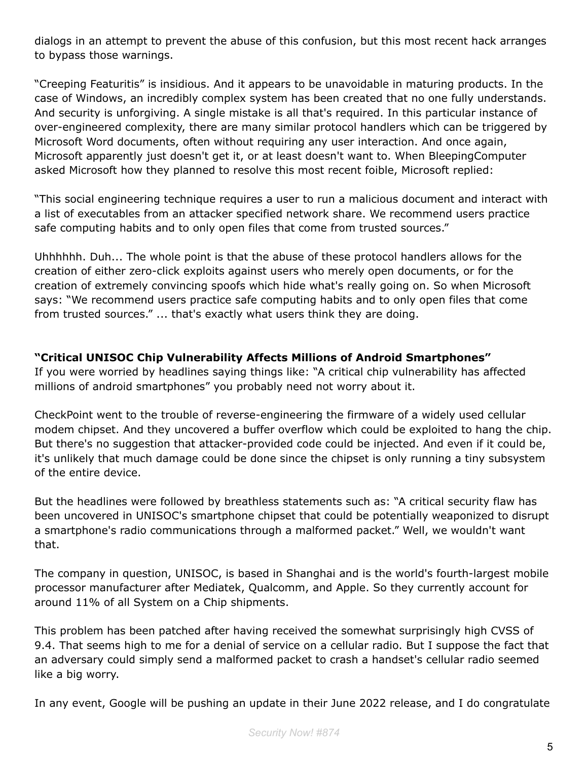dialogs in an attempt to prevent the abuse of this confusion, but this most recent hack arranges to bypass those warnings.

“Creeping Featuritis” is insidious. And it appears to be unavoidable in maturing products. In the case of Windows, an incredibly complex system has been created that no one fully understands. And security is unforgiving. A single mistake is all that's required. In this particular instance of over-engineered complexity, there are many similar protocol handlers which can be triggered by Microsoft Word documents, often without requiring any user interaction. And once again, Microsoft apparently just doesn't get it, or at least doesn't want to. When BleepingComputer asked Microsoft how they planned to resolve this most recent foible, Microsoft replied:

“This social engineering technique requires a user to run a malicious document and interact with a list of executables from an attacker specified network share. We recommend users practice safe computing habits and to only open files that come from trusted sources.”

Uhhhhhh. Duh... The whole point is that the abuse of these protocol handlers allows for the creation of either zero-click exploits against users who merely open documents, or for the creation of extremely convincing spoofs which hide what's really going on. So when Microsoft says: “We recommend users practice safe computing habits and to only open files that come from trusted sources.” ... that's exactly what users think they are doing.

**“Critical UNISOC Chip Vulnerability Affects Millions of Android Smartphones”**

If you were worried by headlines saying things like: “A critical chip vulnerability has affected millions of android smartphones” you probably need not worry about it.

CheckPoint went to the trouble of reverse-engineering the firmware of a widely used cellular modem chipset. And they uncovered a buffer overflow which could be exploited to hang the chip. But there's no suggestion that attacker-provided code could be injected. And even if it could be, it's unlikely that much damage could be done since the chipset is only running a tiny subsystem of the entire device.

But the headlines were followed by breathless statements such as: “A critical security flaw has been uncovered in UNISOC's smartphone chipset that could be potentially weaponized to disrupt a smartphone's radio communications through a malformed packet.” Well, we wouldn't want that.

The company in question, UNISOC, is based in Shanghai and is the world's fourth-largest mobile processor manufacturer after Mediatek, Qualcomm, and Apple. So they currently account for around 11% of all System on a Chip shipments.

This problem has been patched after having received the somewhat surprisingly high CVSS of 9.4. That seems high to me for a denial of service on a cellular radio. But I suppose the fact that an adversary could simply send a malformed packet to crash a handset's cellular radio seemed like a big worry.

In any event, Google will be pushing an update in their June 2022 release, and I do congratulate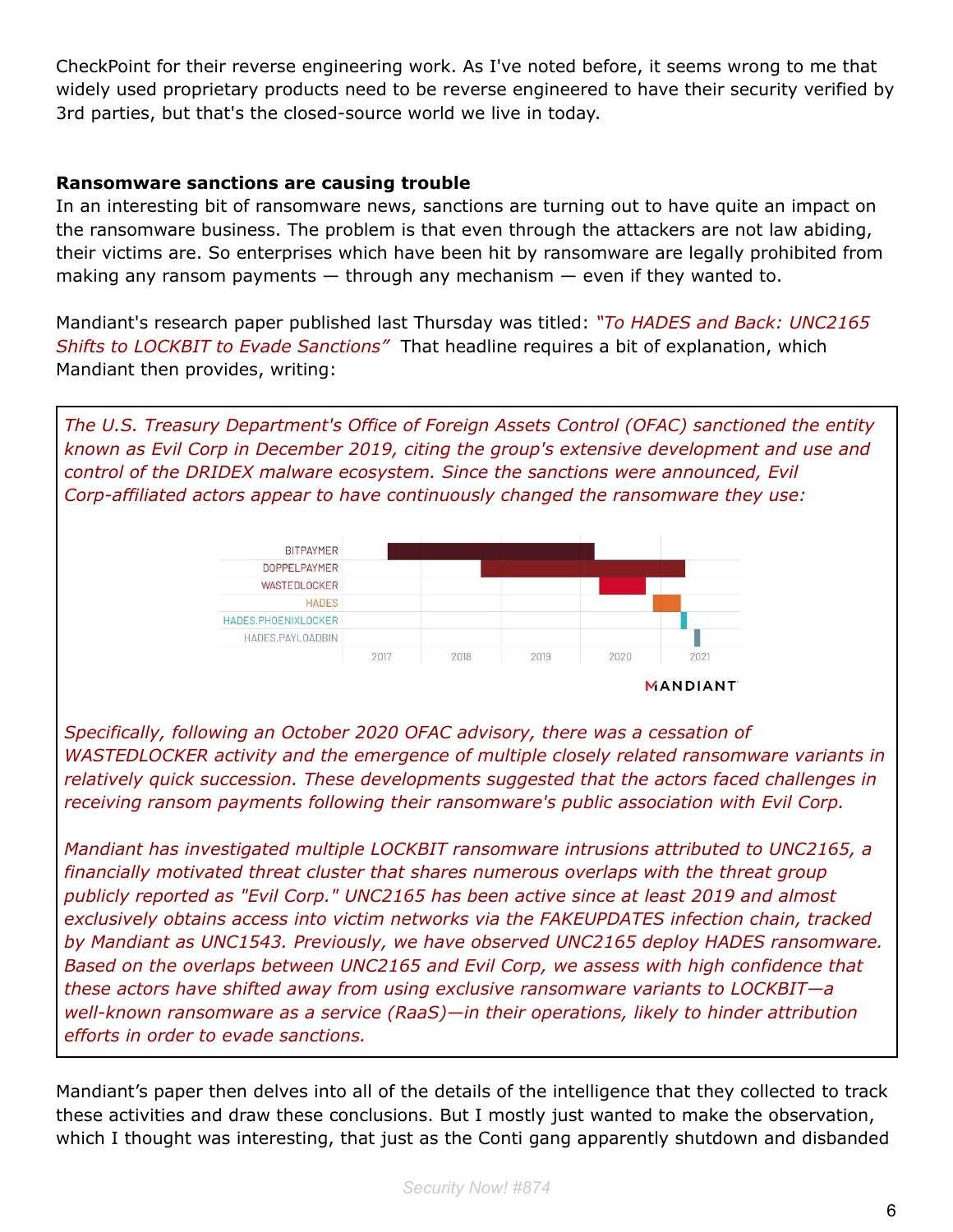CheckPoint for their reverse engineering work. As I've noted before, it seems wrong to me that widely used proprietary products need to be reverse engineered to have their security verified by 3rd parties, but that's the closed-source world we live in today.

**Ransomware sanctions are causing trouble**

In an interesting bit of ransomware news, sanctions are turning out to have quite an impact on the ransomware business. The problem is that even through the attackers are not law abiding, their victims are. So enterprises which have been hit by ransomware are legally prohibited from making any ransom payments — through any mechanism — even if they wanted to.

Mandiant's research paper published last Thursday was titled: *"To HADES and Back: UNC2165 Shifts to LOCKBIT to Evade Sanctions"* That headline requires a bit of explanation, which Mandiant then provides, writing:

> *The U.S. Treasury Department's Office of Foreign Assets Control (OFAC) sanctioned the entity known as Evil Corp in December 2019, citing the group's extensive development and use and control of the DRIDEX malware ecosystem. Since the sanctions were announced, Evil Corp-affiliated actors appear to have continuously changed the ransomware they use:*
>
> BITPAYMER
> DOPPELPAYMER
> WASTEDLOCKER
> HADES
> HADES.PHOENIXLOCKER
> HADES.PAYLOADBIN
> 2017 2018 2019 2020 2021
> MANDIANT
>
> *Specifically, following an October 2020 OFAC advisory, there was a cessation of WASTEDLOCKER activity and the emergence of multiple closely related ransomware variants in relatively quick succession. These developments suggested that the actors faced challenges in receiving ransom payments following their ransomware's public association with Evil Corp.*
>
> *Mandiant has investigated multiple LOCKBIT ransomware intrusions attributed to UNC2165, a financially motivated threat cluster that shares numerous overlaps with the threat group publicly reported as "Evil Corp." UNC2165 has been active since at least 2019 and almost exclusively obtains access into victim networks via the FAKEUPDATES infection chain, tracked by Mandiant as UNC1543. Previously, we have observed UNC2165 deploy HADES ransomware. Based on the overlaps between UNC2165 and Evil Corp, we assess with high confidence that these actors have shifted away from using exclusive ransomware variants to LOCKBIT—a well-known ransomware as a service (RaaS)—in their operations, likely to hinder attribution efforts in order to evade sanctions.*

Mandiant's paper then delves into all of the details of the intelligence that they collected to track these activities and draw these conclusions. But I mostly just wanted to make the observation, which I thought was interesting, that just as the Conti gang apparently shutdown and disbanded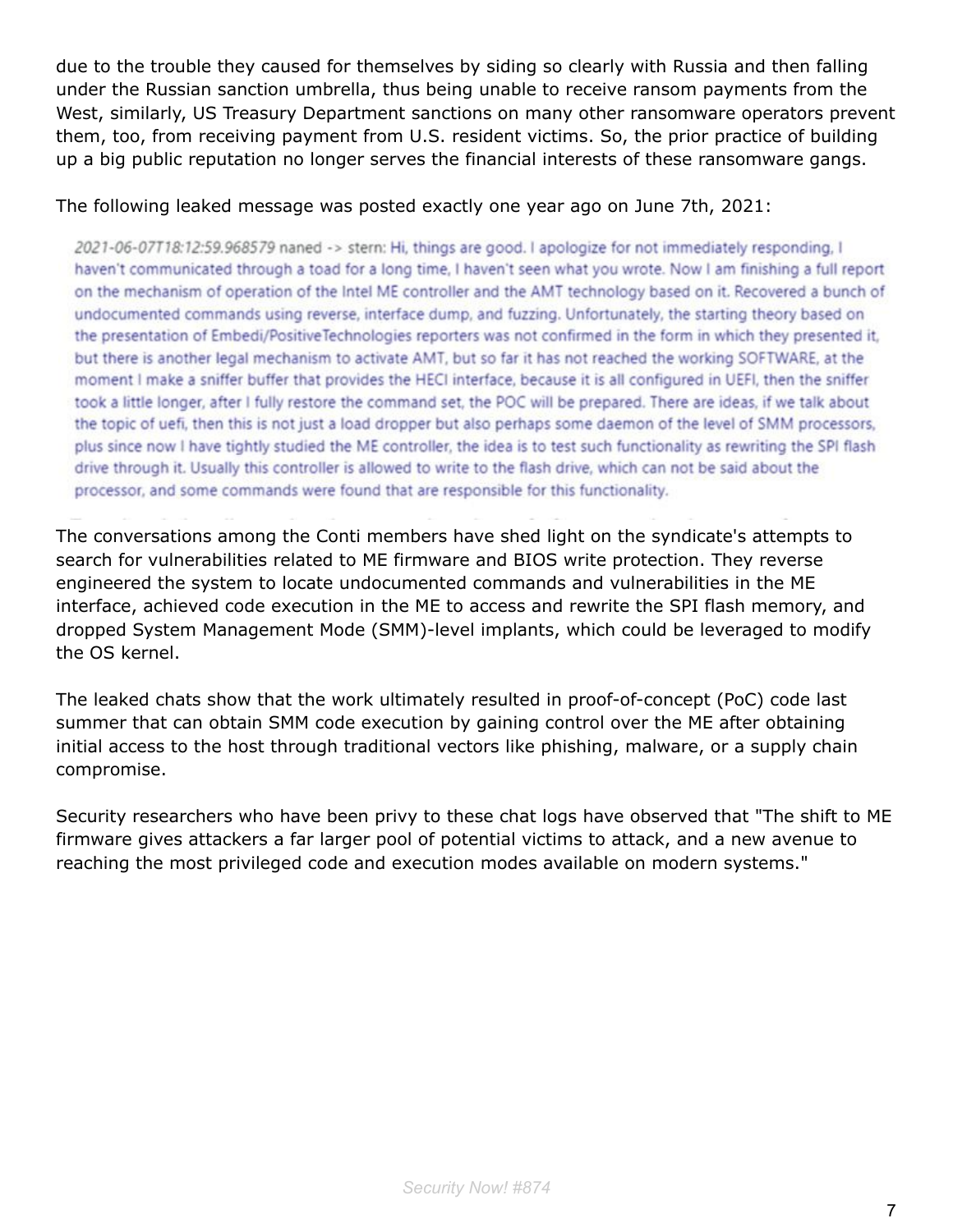due to the trouble they caused for themselves by siding so clearly with Russia and then falling under the Russian sanction umbrella, thus being unable to receive ransom payments from the West, similarly, US Treasury Department sanctions on many other ransomware operators prevent them, too, from receiving payment from U.S. resident victims. So, the prior practice of building up a big public reputation no longer serves the financial interests of these ransomware gangs.

The following leaked message was posted exactly one year ago on June 7th, 2021:

> *2021-06-07T18:12:59.968579* naned -> stern: Hi, things are good. I apologize for not immediately responding, I haven't communicated through a toad for a long time, I haven't seen what you wrote. Now I am finishing a full report on the mechanism of operation of the Intel ME controller and the AMT technology based on it. Recovered a bunch of undocumented commands using reverse, interface dump, and fuzzing. Unfortunately, the starting theory based on the presentation of Embedi/PositiveTechnologies reporters was not confirmed in the form in which they presented it, but there is another legal mechanism to activate AMT, but so far it has not reached the working SOFTWARE, at the moment I make a sniffer buffer that provides the HECI interface, because it is all configured in UEFI, then the sniffer took a little longer, after I fully restore the command set, the POC will be prepared. There are ideas, if we talk about the topic of uefi, then this is not just a load dropper but also perhaps some daemon of the level of SMM processors, plus since now I have tightly studied the ME controller, the idea is to test such functionality as rewriting the SPI flash drive through it. Usually this controller is allowed to write to the flash drive, which can not be said about the processor, and some commands were found that are responsible for this functionality.

The conversations among the Conti members have shed light on the syndicate's attempts to search for vulnerabilities related to ME firmware and BIOS write protection. They reverse engineered the system to locate undocumented commands and vulnerabilities in the ME interface, achieved code execution in the ME to access and rewrite the SPI flash memory, and dropped System Management Mode (SMM)-level implants, which could be leveraged to modify the OS kernel.

The leaked chats show that the work ultimately resulted in proof-of-concept (PoC) code last summer that can obtain SMM code execution by gaining control over the ME after obtaining initial access to the host through traditional vectors like phishing, malware, or a supply chain compromise.

Security researchers who have been privy to these chat logs have observed that "The shift to ME firmware gives attackers a far larger pool of potential victims to attack, and a new avenue to reaching the most privileged code and execution modes available on modern systems."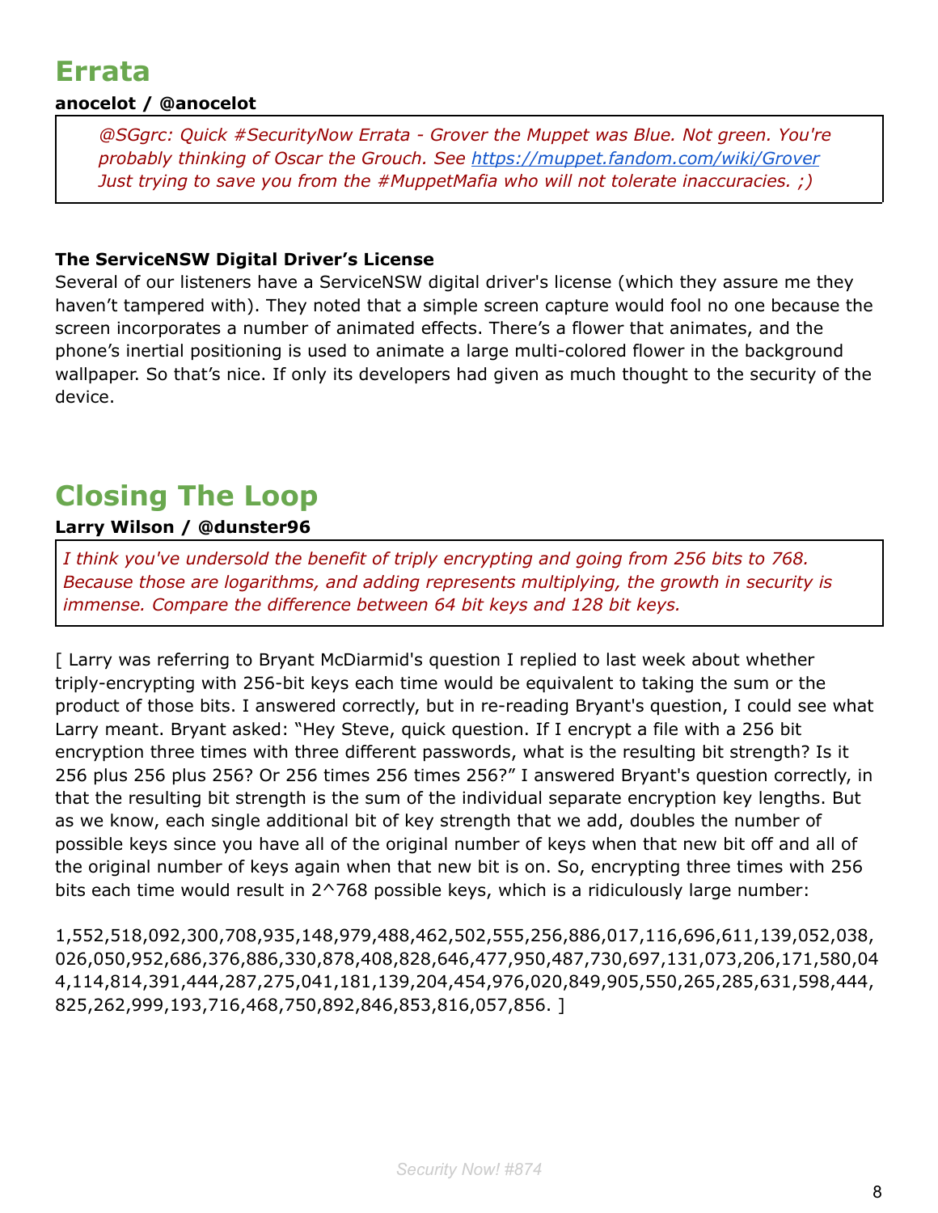## Errata

**anocelot / @anocelot**

> *@SGgrc: Quick #SecurityNow Errata - Grover the Muppet was Blue. Not green. You're probably thinking of Oscar the Grouch. See [https://muppet.fandom.com/wiki/Grover](https://muppet.fandom.com/wiki/Grover) Just trying to save you from the #MuppetMafia who will not tolerate inaccuracies. ;)*

**The ServiceNSW Digital Driver's License**

Several of our listeners have a ServiceNSW digital driver's license (which they assure me they haven't tampered with). They noted that a simple screen capture would fool no one because the screen incorporates a number of animated effects. There's a flower that animates, and the phone's inertial positioning is used to animate a large multi-colored flower in the background wallpaper. So that's nice. If only its developers had given as much thought to the security of the device.

## Closing The Loop

**Larry Wilson / @dunster96**

> *I think you've undersold the benefit of triply encrypting and going from 256 bits to 768. Because those are logarithms, and adding represents multiplying, the growth in security is immense. Compare the difference between 64 bit keys and 128 bit keys.*

[ Larry was referring to Bryant McDiarmid's question I replied to last week about whether triply-encrypting with 256-bit keys each time would be equivalent to taking the sum or the product of those bits. I answered correctly, but in re-reading Bryant's question, I could see what Larry meant. Bryant asked: "Hey Steve, quick question. If I encrypt a file with a 256 bit encryption three times with three different passwords, what is the resulting bit strength? Is it 256 plus 256 plus 256? Or 256 times 256 times 256?" I answered Bryant's question correctly, in that the resulting bit strength is the sum of the individual separate encryption key lengths. But as we know, each single additional bit of key strength that we add, doubles the number of possible keys since you have all of the original number of keys when that new bit off and all of the original number of keys again when that new bit is on. So, encrypting three times with 256 bits each time would result in $2^{768}$ possible keys, which is a ridiculously large number:

1,552,518,092,300,708,935,148,979,488,462,502,555,256,886,017,116,696,611,139,052,038,026,050,952,686,376,886,330,878,408,828,646,477,950,487,730,697,131,073,206,171,580,044,114,814,391,444,287,275,041,181,139,204,454,976,020,849,905,550,265,285,631,598,444,825,262,999,193,716,468,750,892,846,853,816,057,856. ]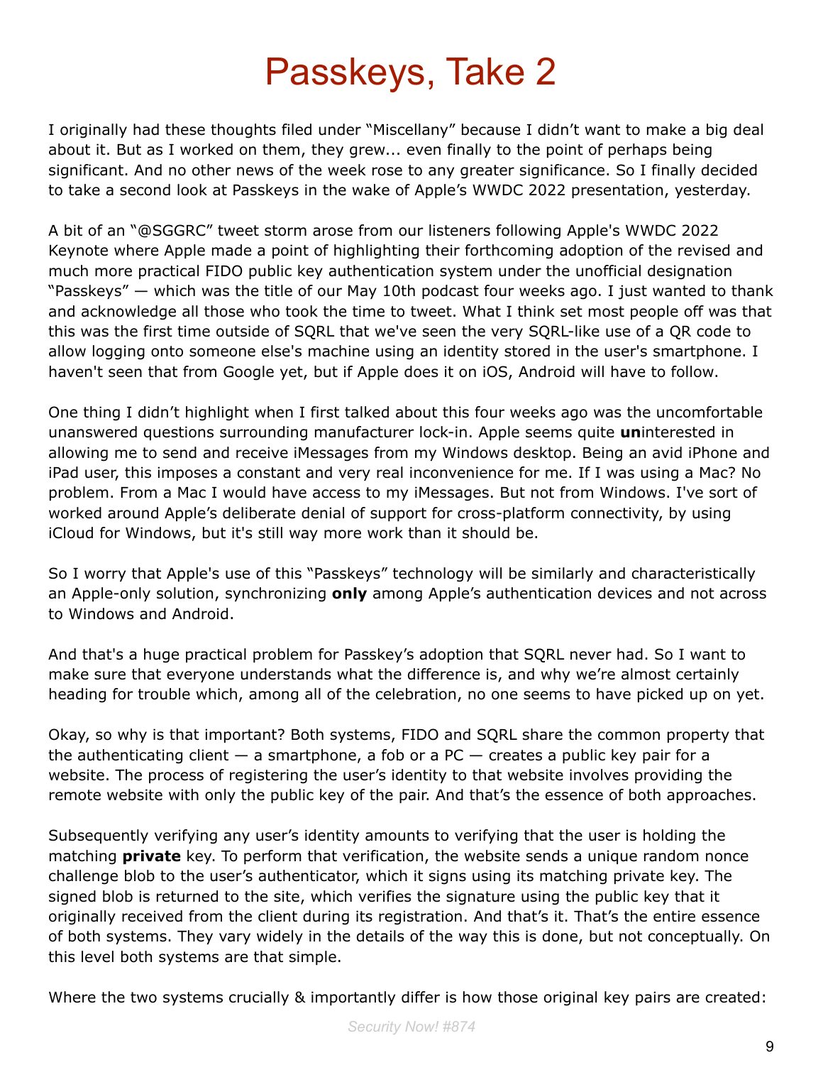# Passkeys, Take 2

I originally had these thoughts filed under “Miscellany” because I didn’t want to make a big deal about it. But as I worked on them, they grew... even finally to the point of perhaps being significant. And no other news of the week rose to any greater significance. So I finally decided to take a second look at Passkeys in the wake of Apple’s WWDC 2022 presentation, yesterday.

A bit of an “@SGGRC” tweet storm arose from our listeners following Apple's WWDC 2022 Keynote where Apple made a point of highlighting their forthcoming adoption of the revised and much more practical FIDO public key authentication system under the unofficial designation “Passkeys” — which was the title of our May 10th podcast four weeks ago. I just wanted to thank and acknowledge all those who took the time to tweet. What I think set most people off was that this was the first time outside of SQRL that we've seen the very SQRL-like use of a QR code to allow logging onto someone else's machine using an identity stored in the user's smartphone. I haven't seen that from Google yet, but if Apple does it on iOS, Android will have to follow.

One thing I didn’t highlight when I first talked about this four weeks ago was the uncomfortable unanswered questions surrounding manufacturer lock-in. Apple seems quite **un**interested in allowing me to send and receive iMessages from my Windows desktop. Being an avid iPhone and iPad user, this imposes a constant and very real inconvenience for me. If I was using a Mac? No problem. From a Mac I would have access to my iMessages. But not from Windows. I've sort of worked around Apple’s deliberate denial of support for cross-platform connectivity, by using iCloud for Windows, but it's still way more work than it should be.

So I worry that Apple's use of this “Passkeys” technology will be similarly and characteristically an Apple-only solution, synchronizing **only** among Apple’s authentication devices and not across to Windows and Android.

And that's a huge practical problem for Passkey’s adoption that SQRL never had. So I want to make sure that everyone understands what the difference is, and why we’re almost certainly heading for trouble which, among all of the celebration, no one seems to have picked up on yet.

Okay, so why is that important? Both systems, FIDO and SQRL share the common property that the authenticating client — a smartphone, a fob or a PC — creates a public key pair for a website. The process of registering the user’s identity to that website involves providing the remote website with only the public key of the pair. And that’s the essence of both approaches.

Subsequently verifying any user’s identity amounts to verifying that the user is holding the matching **private** key. To perform that verification, the website sends a unique random nonce challenge blob to the user’s authenticator, which it signs using its matching private key. The signed blob is returned to the site, which verifies the signature using the public key that it originally received from the client during its registration. And that’s it. That’s the entire essence of both systems. They vary widely in the details of the way this is done, but not conceptually. On this level both systems are that simple.

Where the two systems crucially & importantly differ is how those original key pairs are created: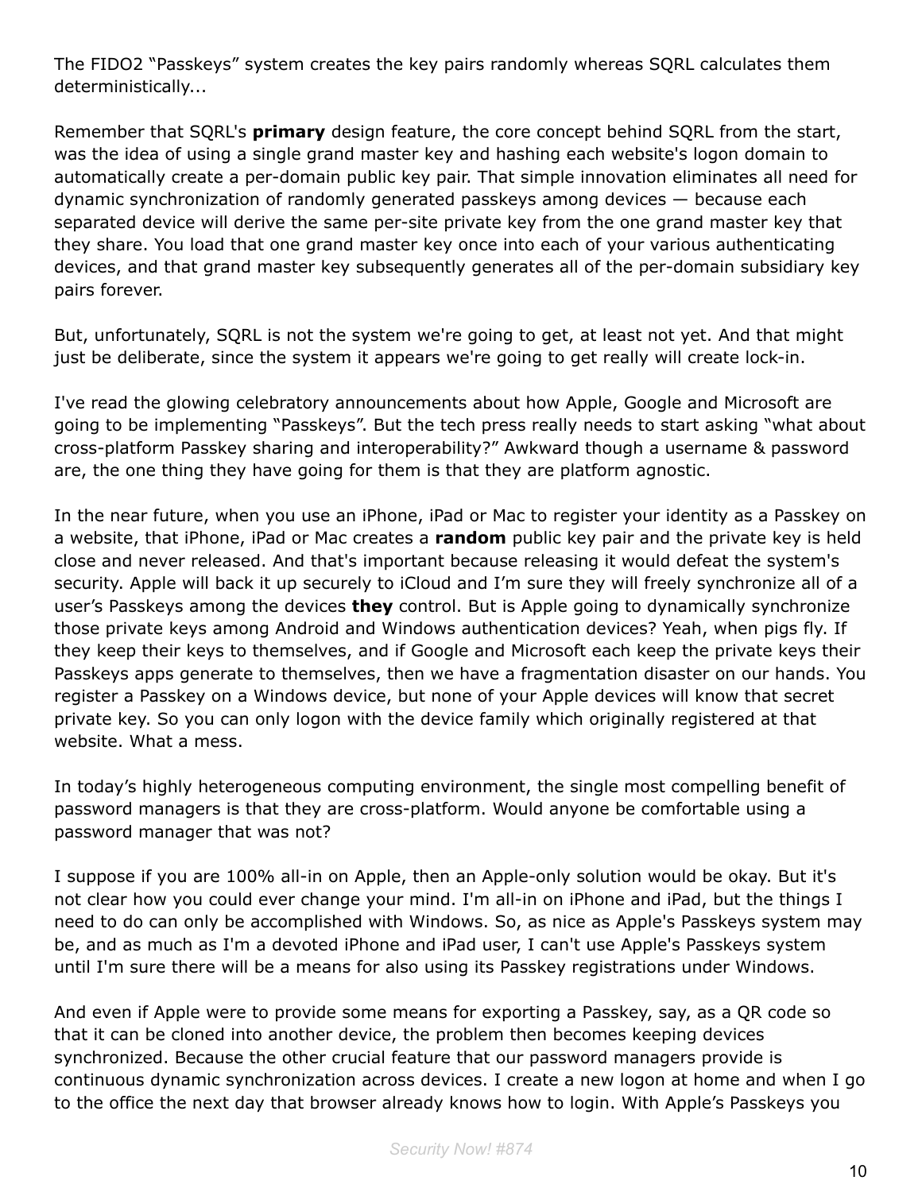The FIDO2 “Passkeys” system creates the key pairs randomly whereas SQRL calculates them deterministically...

Remember that SQRL's **primary** design feature, the core concept behind SQRL from the start, was the idea of using a single grand master key and hashing each website's logon domain to automatically create a per-domain public key pair. That simple innovation eliminates all need for dynamic synchronization of randomly generated passkeys among devices — because each separated device will derive the same per-site private key from the one grand master key that they share. You load that one grand master key once into each of your various authenticating devices, and that grand master key subsequently generates all of the per-domain subsidiary key pairs forever.

But, unfortunately, SQRL is not the system we're going to get, at least not yet. And that might just be deliberate, since the system it appears we're going to get really will create lock-in.

I've read the glowing celebratory announcements about how Apple, Google and Microsoft are going to be implementing “Passkeys”. But the tech press really needs to start asking “what about cross-platform Passkey sharing and interoperability?” Awkward though a username & password are, the one thing they have going for them is that they are platform agnostic.

In the near future, when you use an iPhone, iPad or Mac to register your identity as a Passkey on a website, that iPhone, iPad or Mac creates a **random** public key pair and the private key is held close and never released. And that's important because releasing it would defeat the system's security. Apple will back it up securely to iCloud and I’m sure they will freely synchronize all of a user’s Passkeys among the devices **they** control. But is Apple going to dynamically synchronize those private keys among Android and Windows authentication devices? Yeah, when pigs fly. If they keep their keys to themselves, and if Google and Microsoft each keep the private keys their Passkeys apps generate to themselves, then we have a fragmentation disaster on our hands. You register a Passkey on a Windows device, but none of your Apple devices will know that secret private key. So you can only logon with the device family which originally registered at that website. What a mess.

In today’s highly heterogeneous computing environment, the single most compelling benefit of password managers is that they are cross-platform. Would anyone be comfortable using a password manager that was not?

I suppose if you are 100% all-in on Apple, then an Apple-only solution would be okay. But it's not clear how you could ever change your mind. I'm all-in on iPhone and iPad, but the things I need to do can only be accomplished with Windows. So, as nice as Apple's Passkeys system may be, and as much as I'm a devoted iPhone and iPad user, I can't use Apple's Passkeys system until I'm sure there will be a means for also using its Passkey registrations under Windows.

And even if Apple were to provide some means for exporting a Passkey, say, as a QR code so that it can be cloned into another device, the problem then becomes keeping devices synchronized. Because the other crucial feature that our password managers provide is continuous dynamic synchronization across devices. I create a new logon at home and when I go to the office the next day that browser already knows how to login. With Apple’s Passkeys you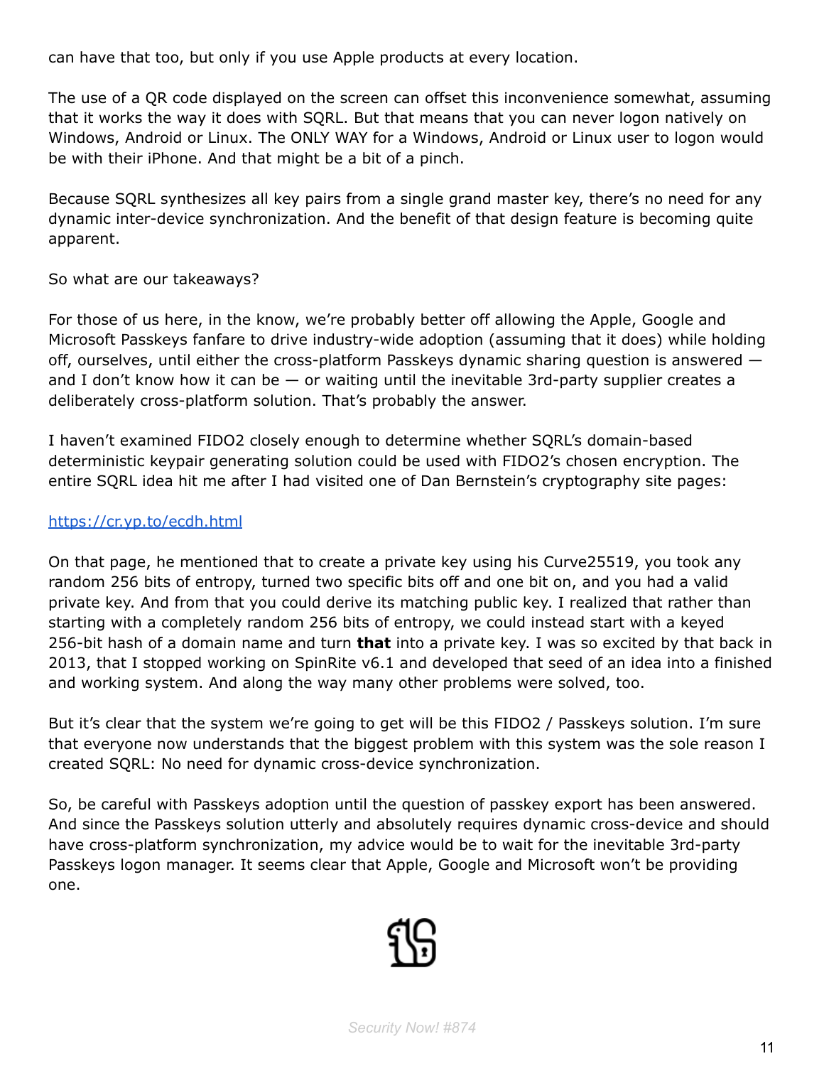can have that too, but only if you use Apple products at every location.

The use of a QR code displayed on the screen can offset this inconvenience somewhat, assuming that it works the way it does with SQRL. But that means that you can never logon natively on Windows, Android or Linux. The ONLY WAY for a Windows, Android or Linux user to logon would be with their iPhone. And that might be a bit of a pinch.

Because SQRL synthesizes all key pairs from a single grand master key, there's no need for any dynamic inter-device synchronization. And the benefit of that design feature is becoming quite apparent.

So what are our takeaways?

For those of us here, in the know, we're probably better off allowing the Apple, Google and Microsoft Passkeys fanfare to drive industry-wide adoption (assuming that it does) while holding off, ourselves, until either the cross-platform Passkeys dynamic sharing question is answered — and I don't know how it can be — or waiting until the inevitable 3rd-party supplier creates a deliberately cross-platform solution. That's probably the answer.

I haven't examined FIDO2 closely enough to determine whether SQRL's domain-based deterministic keypair generating solution could be used with FIDO2's chosen encryption. The entire SQRL idea hit me after I had visited one of Dan Bernstein's cryptography site pages:

[https://cr.yp.to/ecdh.html](https://cr.yp.to/ecdh.html)

On that page, he mentioned that to create a private key using his Curve25519, you took any random 256 bits of entropy, turned two specific bits off and one bit on, and you had a valid private key. And from that you could derive its matching public key. I realized that rather than starting with a completely random 256 bits of entropy, we could instead start with a keyed 256-bit hash of a domain name and turn **that** into a private key. I was so excited by that back in 2013, that I stopped working on SpinRite v6.1 and developed that seed of an idea into a finished and working system. And along the way many other problems were solved, too.

But it's clear that the system we're going to get will be this FIDO2 / Passkeys solution. I'm sure that everyone now understands that the biggest problem with this system was the sole reason I created SQRL: No need for dynamic cross-device synchronization.

So, be careful with Passkeys adoption until the question of passkey export has been answered. And since the Passkeys solution utterly and absolutely requires dynamic cross-device and should have cross-platform synchronization, my advice would be to wait for the inevitable 3rd-party Passkeys logon manager. It seems clear that Apple, Google and Microsoft won't be providing one.